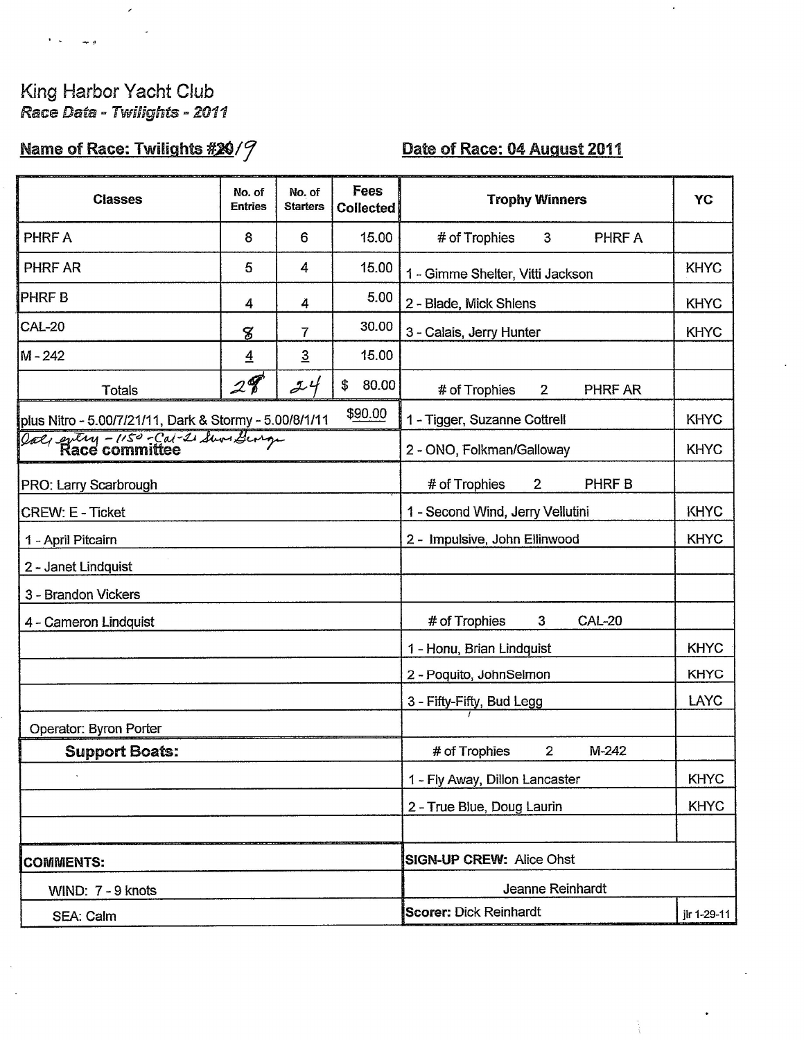King Harbor Yacht Club

*Race Data - Twilights - 2011*

**Name of Race: Twilights #~~20~~/9** **Date of Race: 04 August 2011**

| Classes | No. of Entries | No. of Starters | Fees Collected | Trophy Winners | YC |
|---|---|---|---|---|---|
| PHRF A | 8 | 6 | 15.00 | # of Trophies 3 PHRF A | |
| PHRF AR | 5 | 4 | 15.00 | 1 - Gimme Shelter, Vitti Jackson | KHYC |
| PHRF B | 4 | 4 | 5.00 | 2 - Blade, Mick Shlens | KHYC |
| CAL-20 | 8 | 7 | 30.00 | 3 - Calais, Jerry Hunter | KHYC |
| M - 242 | 4 | 3 | 15.00 | | |
| Totals | 29 | 24 | $ 80.00 | # of Trophies 2 PHRF AR | |
| plus Nitro - 5.00/7/21/11, Dark & Stormy - 5.00/8/1/11 | | | $90.00 | 1 - Tigger, Suzanne Cottrell | KHYC |
| Late entry - 1150 - Cal-20 Steve George<br>**Race committee** | | | | 2 - ONO, Folkman/Galloway | KHYC |
| PRO: Larry Scarbrough | | | | # of Trophies 2 PHRF B | |
| CREW: E - Ticket | | | | 1 - Second Wind, Jerry Vellutini | KHYC |
| 1 - April Pitcairn | | | | 2 - Impulsive, John Ellinwood | KHYC |
| 2 - Janet Lindquist | | | | | |
| 3 - Brandon Vickers | | | | | |
| 4 - Cameron Lindquist | | | | # of Trophies 3 CAL-20 | |
| | | | | 1 - Honu, Brian Lindquist | KHYC |
| | | | | 2 - Poquito, JohnSelmon | KHYC |
| | | | | 3 - Fifty-Fifty, Bud Legg | LAYC |
| Operator: Byron Porter | | | | | |
| **Support Boats:** | | | | # of Trophies 2 M-242 | |
| | | | | 1 - Fly Away, Dillon Lancaster | KHYC |
| | | | | 2 - True Blue, Doug Laurin | KHYC |
| | | | | | |
| **COMMENTS:** | | | | **SIGN-UP CREW:** Alice Ohst | |
| WIND: 7 - 9 knots | | | | Jeanne Reinhardt | |
| SEA: Calm | | | | **Scorer:** Dick Reinhardt | jlr 1-29-11 |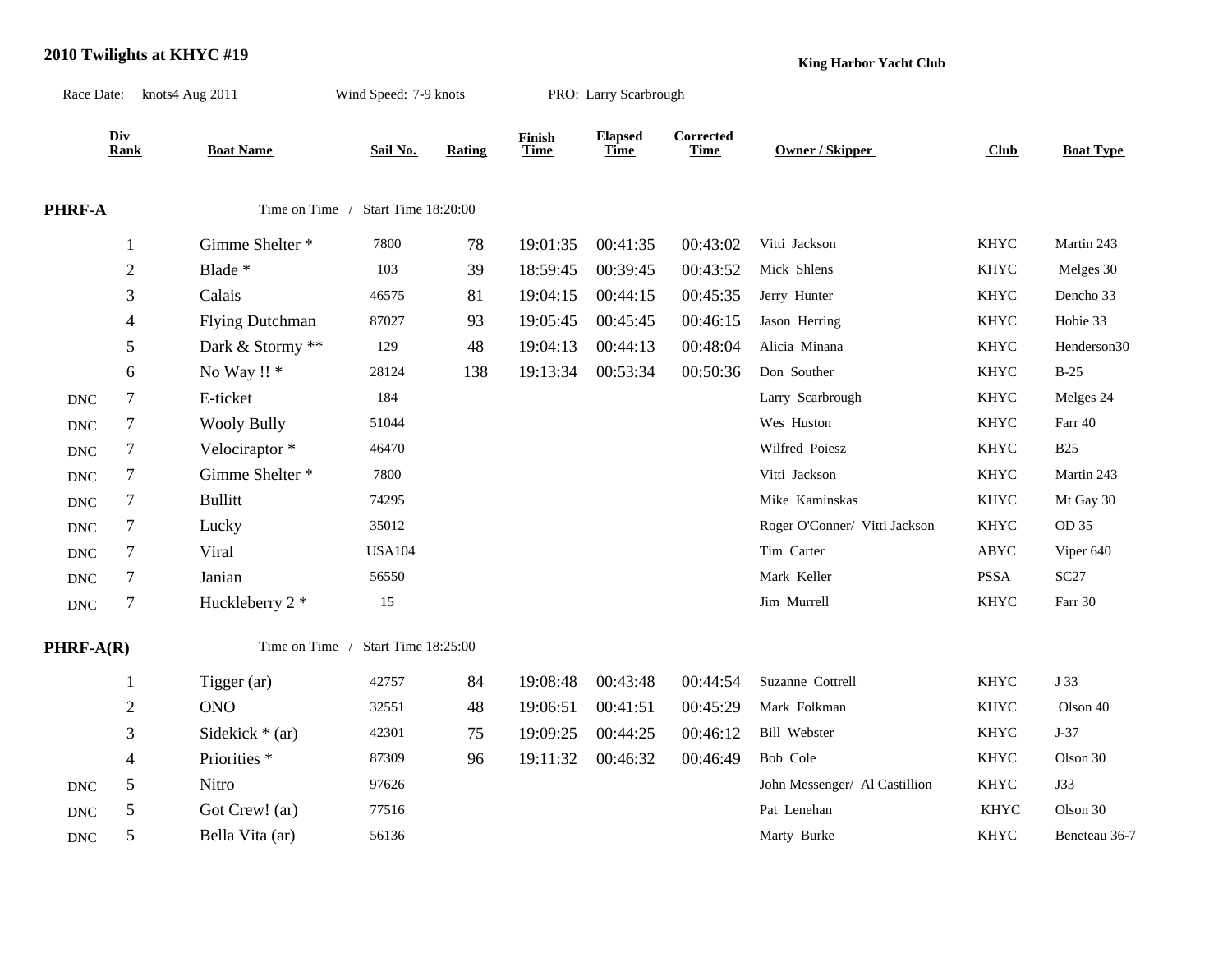**2010 Twilights at KHYC #19**

**King Harbor Yacht Club**

Race Date: knots4 Aug 2011 Wind Speed: 7-9 knots PRO: Larry Scarbrough

| | Div Rank | Boat Name | Sail No. | Rating | Finish Time | Elapsed Time | Corrected Time | Owner / Skipper | Club | Boat Type |
|---|---|---|---|---|---|---|---|---|---|---|
| **PHRF-A** | | Time on Time / Start Time 18:20:00 | | | | | | | | |
| | 1 | Gimme Shelter * | 7800 | 78 | 19:01:35 | 00:41:35 | 00:43:02 | Vitti Jackson | KHYC | Martin 243 |
| | 2 | Blade * | 103 | 39 | 18:59:45 | 00:39:45 | 00:43:52 | Mick Shlens | KHYC | Melges 30 |
| | 3 | Calais | 46575 | 81 | 19:04:15 | 00:44:15 | 00:45:35 | Jerry Hunter | KHYC | Dencho 33 |
| | 4 | Flying Dutchman | 87027 | 93 | 19:05:45 | 00:45:45 | 00:46:15 | Jason Herring | KHYC | Hobie 33 |
| | 5 | Dark & Stormy ** | 129 | 48 | 19:04:13 | 00:44:13 | 00:48:04 | Alicia Minana | KHYC | Henderson30 |
| | 6 | No Way !! * | 28124 | 138 | 19:13:34 | 00:53:34 | 00:50:36 | Don Souther | KHYC | B-25 |
| DNC | 7 | E-ticket | 184 | | | | | Larry Scarbrough | KHYC | Melges 24 |
| DNC | 7 | Wooly Bully | 51044 | | | | | Wes Huston | KHYC | Farr 40 |
| DNC | 7 | Velociraptor * | 46470 | | | | | Wilfred Poiesz | KHYC | B25 |
| DNC | 7 | Gimme Shelter * | 7800 | | | | | Vitti Jackson | KHYC | Martin 243 |
| DNC | 7 | Bullitt | 74295 | | | | | Mike Kaminskas | KHYC | Mt Gay 30 |
| DNC | 7 | Lucky | 35012 | | | | | Roger O'Conner/ Vitti Jackson | KHYC | OD 35 |
| DNC | 7 | Viral | USA104 | | | | | Tim Carter | ABYC | Viper 640 |
| DNC | 7 | Janian | 56550 | | | | | Mark Keller | PSSA | SC27 |
| DNC | 7 | Huckleberry 2 * | 15 | | | | | Jim Murrell | KHYC | Farr 30 |
| **PHRF-A(R)** | | Time on Time / Start Time 18:25:00 | | | | | | | | |
| | 1 | Tigger (ar) | 42757 | 84 | 19:08:48 | 00:43:48 | 00:44:54 | Suzanne Cottrell | KHYC | J 33 |
| | 2 | ONO | 32551 | 48 | 19:06:51 | 00:41:51 | 00:45:29 | Mark Folkman | KHYC | Olson 40 |
| | 3 | Sidekick * (ar) | 42301 | 75 | 19:09:25 | 00:44:25 | 00:46:12 | Bill Webster | KHYC | J-37 |
| | 4 | Priorities * | 87309 | 96 | 19:11:32 | 00:46:32 | 00:46:49 | Bob Cole | KHYC | Olson 30 |
| DNC | 5 | Nitro | 97626 | | | | | John Messenger/ Al Castillion | KHYC | J33 |
| DNC | 5 | Got Crew! (ar) | 77516 | | | | | Pat Lenehan | KHYC | Olson 30 |
| DNC | 5 | Bella Vita (ar) | 56136 | | | | | Marty Burke | KHYC | Beneteau 36-7 |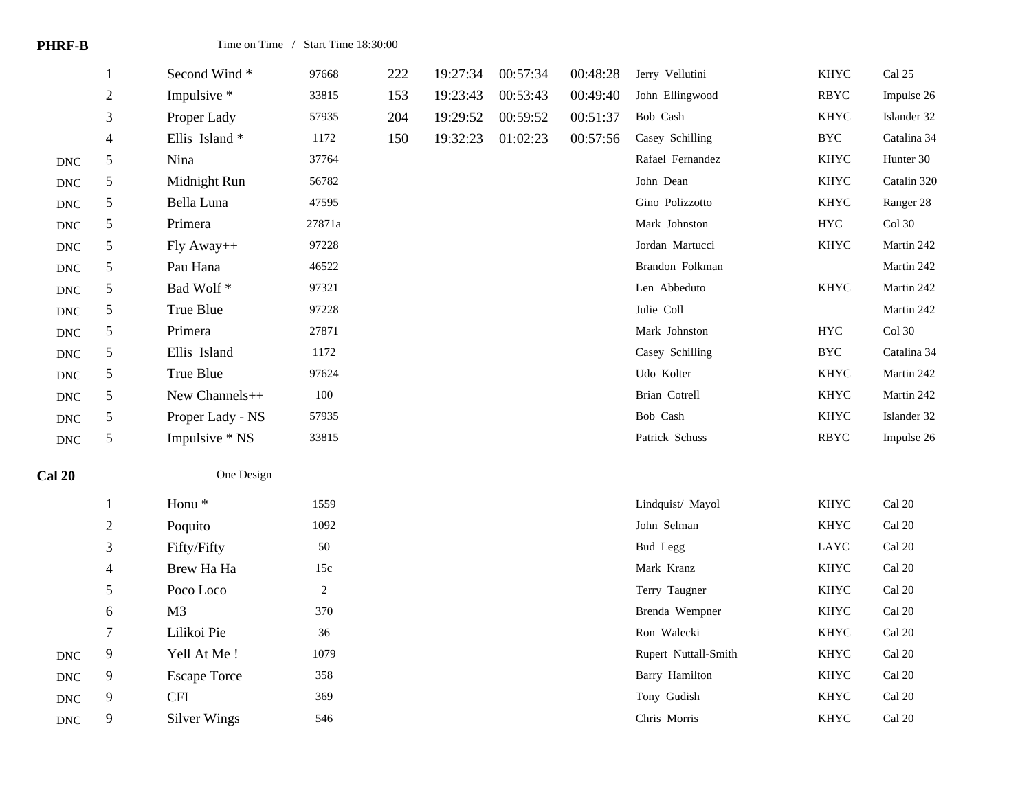**PHRF-B** Time on Time / Start Time 18:30:00

| | Pos | Boat | Sail # | Rating | Finish | Elapsed | Corrected | Skipper | Club | Boat Type |
|---|---|---|---|---|---|---|---|---|---|---|
| | 1 | Second Wind * | 97668 | 222 | 19:27:34 | 00:57:34 | 00:48:28 | Jerry Vellutini | KHYC | Cal 25 |
| | 2 | Impulsive * | 33815 | 153 | 19:23:43 | 00:53:43 | 00:49:40 | John Ellingwood | RBYC | Impulse 26 |
| | 3 | Proper Lady | 57935 | 204 | 19:29:52 | 00:59:52 | 00:51:37 | Bob Cash | KHYC | Islander 32 |
| | 4 | Ellis Island * | 1172 | 150 | 19:32:23 | 01:02:23 | 00:57:56 | Casey Schilling | BYC | Catalina 34 |
| DNC | 5 | Nina | 37764 | | | | | Rafael Fernandez | KHYC | Hunter 30 |
| DNC | 5 | Midnight Run | 56782 | | | | | John Dean | KHYC | Catalin 320 |
| DNC | 5 | Bella Luna | 47595 | | | | | Gino Polizzotto | KHYC | Ranger 28 |
| DNC | 5 | Primera | 27871a | | | | | Mark Johnston | HYC | Col 30 |
| DNC | 5 | Fly Away++ | 97228 | | | | | Jordan Martucci | KHYC | Martin 242 |
| DNC | 5 | Pau Hana | 46522 | | | | | Brandon Folkman | | Martin 242 |
| DNC | 5 | Bad Wolf * | 97321 | | | | | Len Abbeduto | KHYC | Martin 242 |
| DNC | 5 | True Blue | 97228 | | | | | Julie Coll | | Martin 242 |
| DNC | 5 | Primera | 27871 | | | | | Mark Johnston | HYC | Col 30 |
| DNC | 5 | Ellis Island | 1172 | | | | | Casey Schilling | BYC | Catalina 34 |
| DNC | 5 | True Blue | 97624 | | | | | Udo Kolter | KHYC | Martin 242 |
| DNC | 5 | New Channels++ | 100 | | | | | Brian Cotrell | KHYC | Martin 242 |
| DNC | 5 | Proper Lady - NS | 57935 | | | | | Bob Cash | KHYC | Islander 32 |
| DNC | 5 | Impulsive * NS | 33815 | | | | | Patrick Schuss | RBYC | Impulse 26 |

**Cal 20** One Design

| | Pos | Boat | Sail # | Skipper | Club | Boat Type |
|---|---|---|---|---|---|---|
| | 1 | Honu * | 1559 | Lindquist/ Mayol | KHYC | Cal 20 |
| | 2 | Poquito | 1092 | John Selman | KHYC | Cal 20 |
| | 3 | Fifty/Fifty | 50 | Bud Legg | LAYC | Cal 20 |
| | 4 | Brew Ha Ha | 15c | Mark Kranz | KHYC | Cal 20 |
| | 5 | Poco Loco | 2 | Terry Taugner | KHYC | Cal 20 |
| | 6 | M3 | 370 | Brenda Wempner | KHYC | Cal 20 |
| | 7 | Lilikoi Pie | 36 | Ron Walecki | KHYC | Cal 20 |
| DNC | 9 | Yell At Me ! | 1079 | Rupert Nuttall-Smith | KHYC | Cal 20 |
| DNC | 9 | Escape Torce | 358 | Barry Hamilton | KHYC | Cal 20 |
| DNC | 9 | CFI | 369 | Tony Gudish | KHYC | Cal 20 |
| DNC | 9 | Silver Wings | 546 | Chris Morris | KHYC | Cal 20 |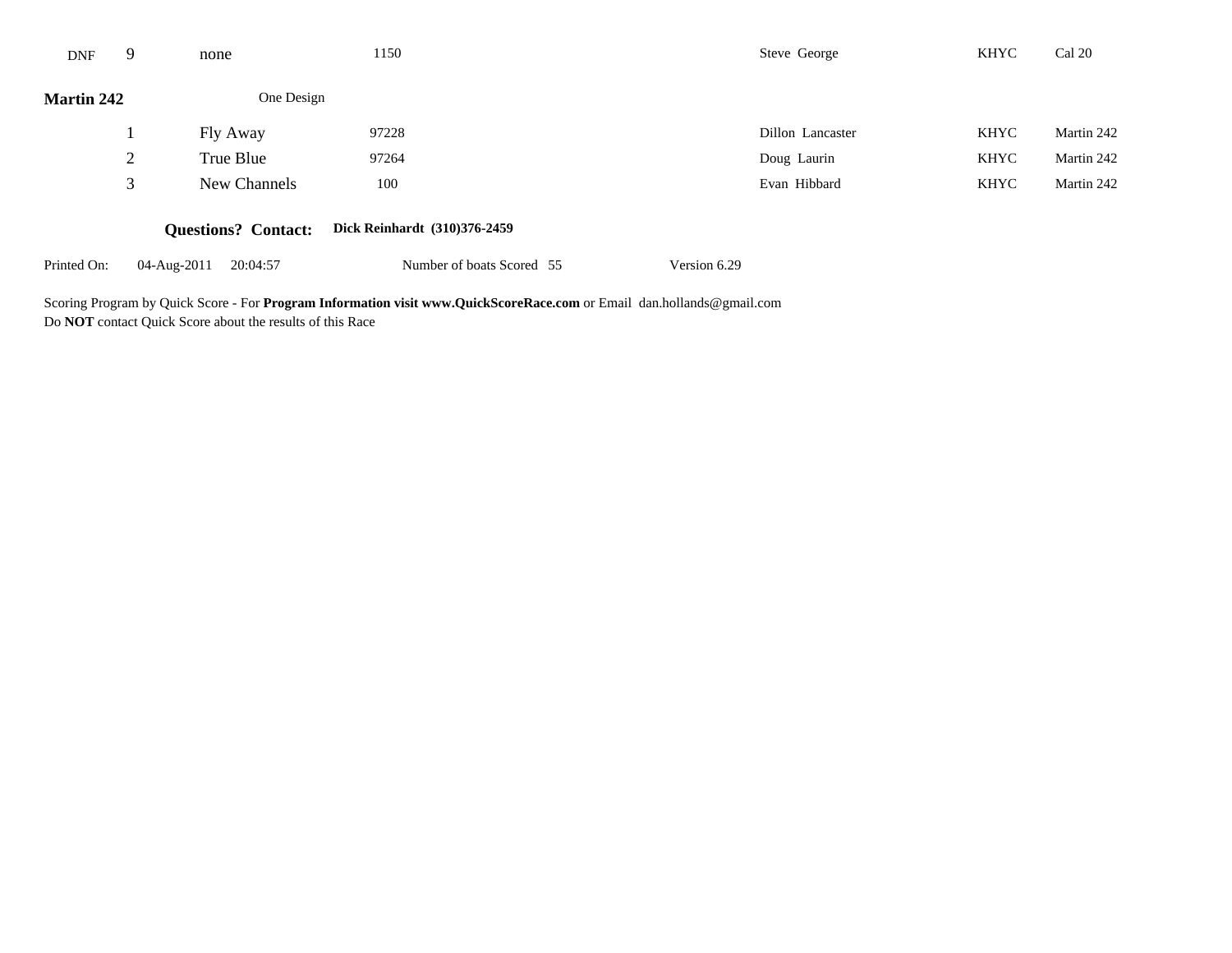| | | | | | | |
|---|---|---|---|---|---|---|
| DNF | 9 | none | 1150 | Steve George | KHYC | Cal 20 |

**Martin 242** One Design

| | | | | | | |
|---|---|---|---|---|---|---|
| | 1 | Fly Away | 97228 | Dillon Lancaster | KHYC | Martin 242 |
| | 2 | True Blue | 97264 | Doug Laurin | KHYC | Martin 242 |
| | 3 | New Channels | 100 | Evan Hibbard | KHYC | Martin 242 |

**Questions? Contact:** **Dick Reinhardt (310)376-2459**

Printed On: 04-Aug-2011 20:04:57 Number of boats Scored 55 Version 6.29

Scoring Program by Quick Score - For **Program Information visit www.QuickScoreRace.com** or Email dan.hollands@gmail.com
Do **NOT** contact Quick Score about the results of this Race